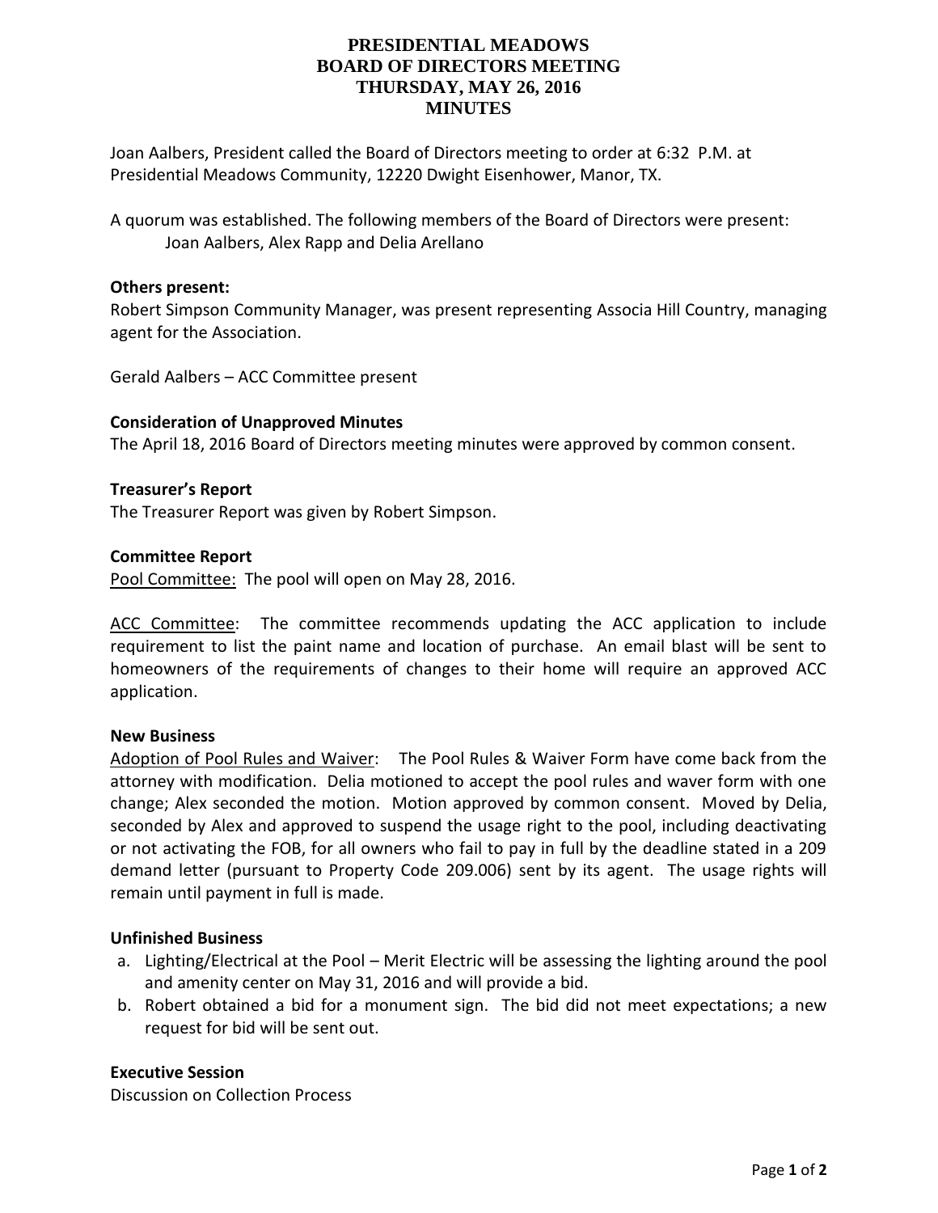# PRESIDENTIAL MEADOWS
# BOARD OF DIRECTORS MEETING
# THURSDAY, MAY 26, 2016
# MINUTES

Joan Aalbers, President called the Board of Directors meeting to order at 6:32 P.M. at Presidential Meadows Community, 12220 Dwight Eisenhower, Manor, TX.

A quorum was established. The following members of the Board of Directors were present:
Joan Aalbers, Alex Rapp and Delia Arellano

**Others present:**
Robert Simpson Community Manager, was present representing Associa Hill Country, managing agent for the Association.

Gerald Aalbers – ACC Committee present

**Consideration of Unapproved Minutes**
The April 18, 2016 Board of Directors meeting minutes were approved by common consent.

**Treasurer's Report**
The Treasurer Report was given by Robert Simpson.

**Committee Report**
Pool Committee: The pool will open on May 28, 2016.

ACC Committee: The committee recommends updating the ACC application to include requirement to list the paint name and location of purchase. An email blast will be sent to homeowners of the requirements of changes to their home will require an approved ACC application.

**New Business**
Adoption of Pool Rules and Waiver: The Pool Rules & Waiver Form have come back from the attorney with modification. Delia motioned to accept the pool rules and waver form with one change; Alex seconded the motion. Motion approved by common consent. Moved by Delia, seconded by Alex and approved to suspend the usage right to the pool, including deactivating or not activating the FOB, for all owners who fail to pay in full by the deadline stated in a 209 demand letter (pursuant to Property Code 209.006) sent by its agent. The usage rights will remain until payment in full is made.

**Unfinished Business**

a. Lighting/Electrical at the Pool – Merit Electric will be assessing the lighting around the pool and amenity center on May 31, 2016 and will provide a bid.
b. Robert obtained a bid for a monument sign. The bid did not meet expectations; a new request for bid will be sent out.

**Executive Session**
Discussion on Collection Process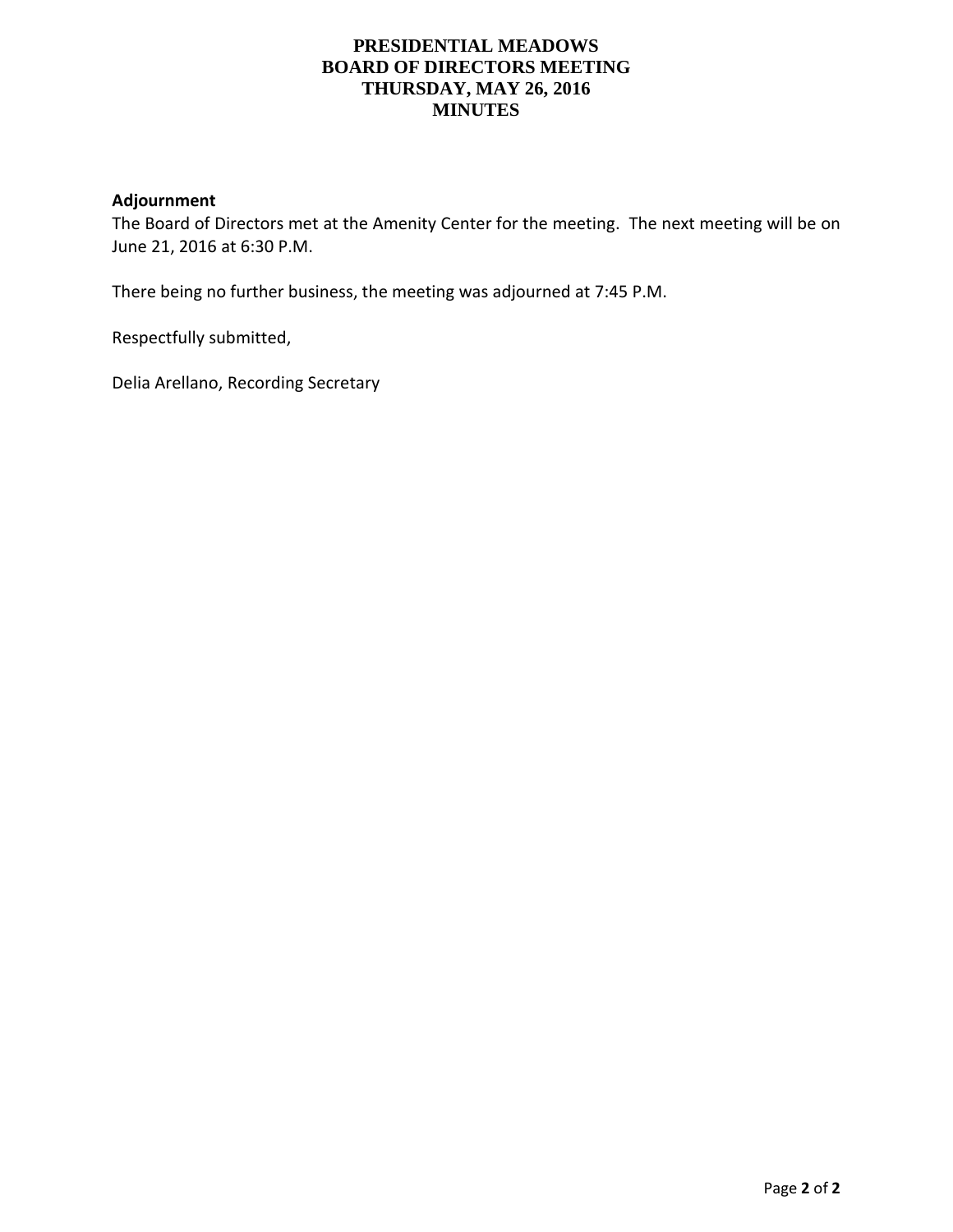**Adjournment**

The Board of Directors met at the Amenity Center for the meeting. The next meeting will be on June 21, 2016 at 6:30 P.M.

There being no further business, the meeting was adjourned at 7:45 P.M.

Respectfully submitted,

Delia Arellano, Recording Secretary